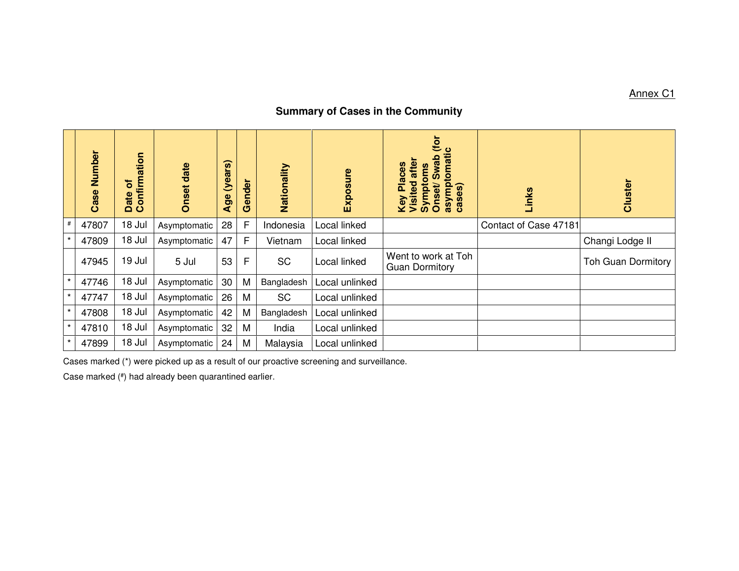Annex C1

## Summary of Cases in the Community

| | Case Number | Date of Confirmation | Onset date | Age (years) | Gender | Nationality | Exposure | Key Places Visited after Symptoms Onset/ Swab (for asymptomatic cases) | Links | Cluster |
|---|---|---|---|---|---|---|---|---|---|---|
| # | 47807 | 18 Jul | Asymptomatic | 28 | F | Indonesia | Local linked | | Contact of Case 47181 | |
| * | 47809 | 18 Jul | Asymptomatic | 47 | F | Vietnam | Local linked | | | Changi Lodge II |
| | 47945 | 19 Jul | 5 Jul | 53 | F | SC | Local linked | Went to work at Toh Guan Dormitory | | Toh Guan Dormitory |
| * | 47746 | 18 Jul | Asymptomatic | 30 | M | Bangladesh | Local unlinked | | | |
| * | 47747 | 18 Jul | Asymptomatic | 26 | M | SC | Local unlinked | | | |
| * | 47808 | 18 Jul | Asymptomatic | 42 | M | Bangladesh | Local unlinked | | | |
| * | 47810 | 18 Jul | Asymptomatic | 32 | M | India | Local unlinked | | | |
| * | 47899 | 18 Jul | Asymptomatic | 24 | M | Malaysia | Local unlinked | | | |

Cases marked (*) were picked up as a result of our proactive screening and surveillance.

Case marked (#) had already been quarantined earlier.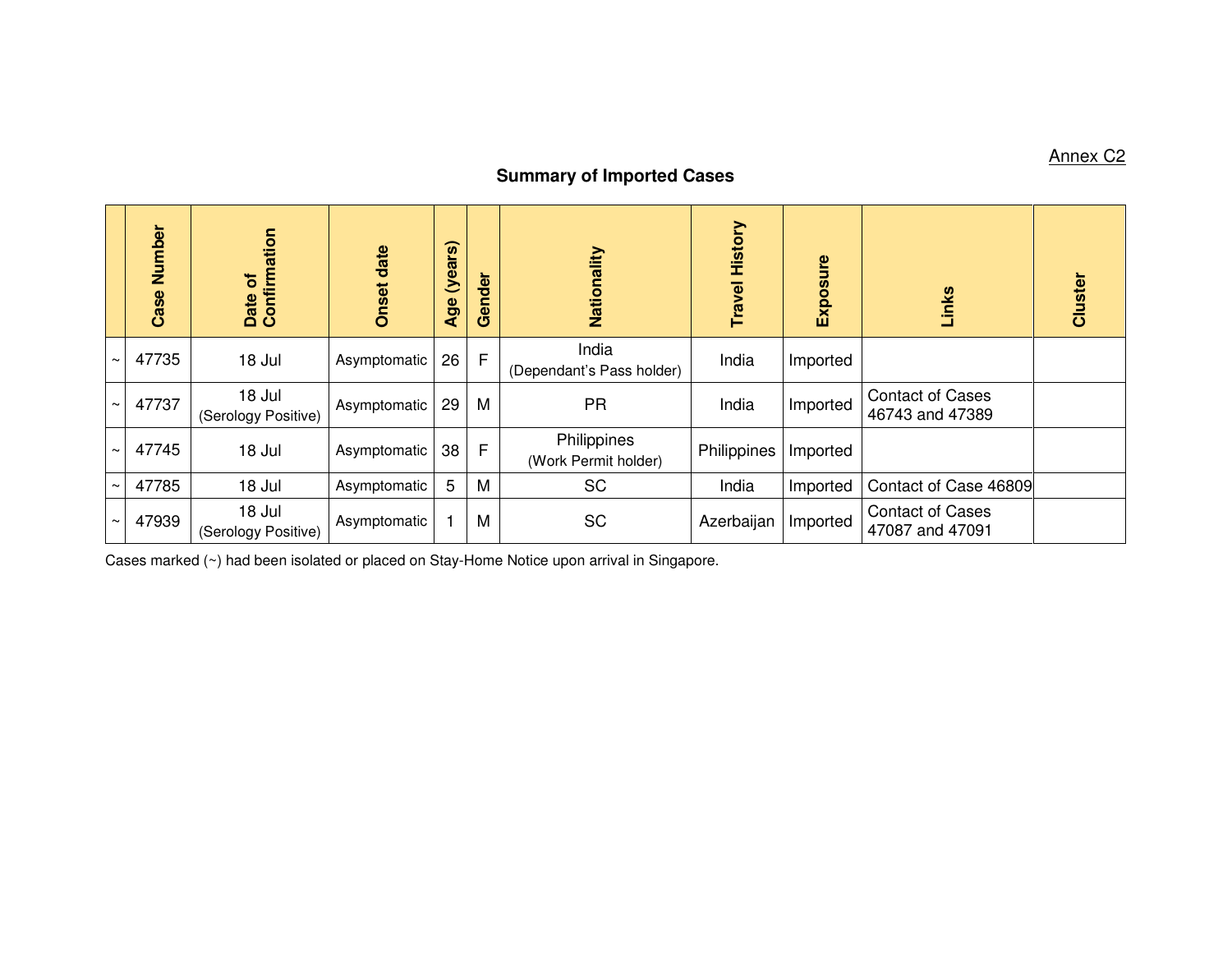Annex C2

## Summary of Imported Cases

| | Case Number | Date of Confirmation | Onset date | Age (years) | Gender | Nationality | Travel History | Exposure | Links | Cluster |
|---|---|---|---|---|---|---|---|---|---|---|
| ~ | 47735 | 18 Jul | Asymptomatic | 26 | F | India (Dependant's Pass holder) | India | Imported | | |
| ~ | 47737 | 18 Jul (Serology Positive) | Asymptomatic | 29 | M | PR | India | Imported | Contact of Cases 46743 and 47389 | |
| ~ | 47745 | 18 Jul | Asymptomatic | 38 | F | Philippines (Work Permit holder) | Philippines | Imported | | |
| ~ | 47785 | 18 Jul | Asymptomatic | 5 | M | SC | India | Imported | Contact of Case 46809 | |
| ~ | 47939 | 18 Jul (Serology Positive) | Asymptomatic | 1 | M | SC | Azerbaijan | Imported | Contact of Cases 47087 and 47091 | |

Cases marked (~) had been isolated or placed on Stay-Home Notice upon arrival in Singapore.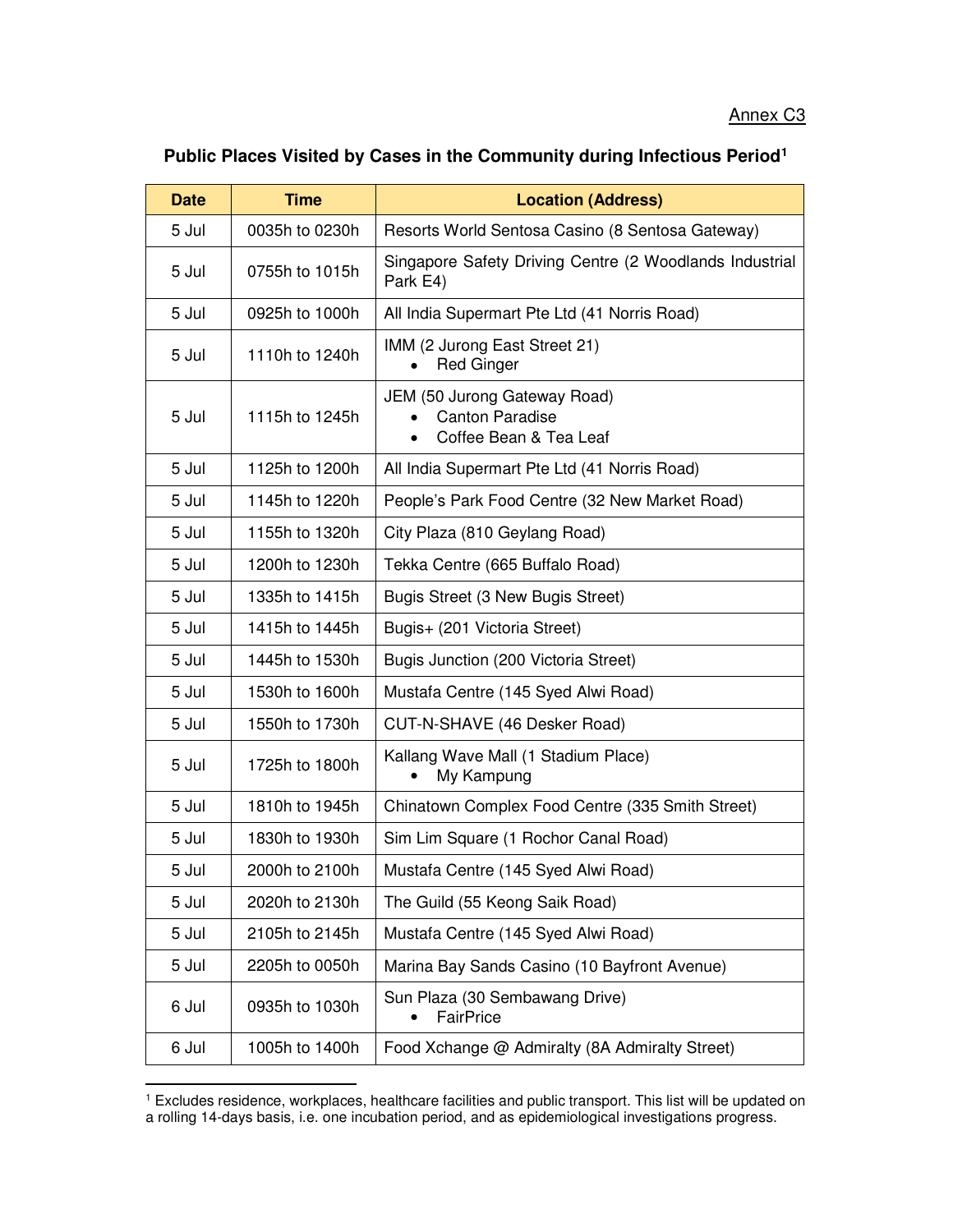Annex C3

## Public Places Visited by Cases in the Community during Infectious Period[1]

| Date | Time | Location (Address) |
|---|---|---|
| 5 Jul | 0035h to 0230h | Resorts World Sentosa Casino (8 Sentosa Gateway) |
| 5 Jul | 0755h to 1015h | Singapore Safety Driving Centre (2 Woodlands Industrial Park E4) |
| 5 Jul | 0925h to 1000h | All India Supermart Pte Ltd (41 Norris Road) |
| 5 Jul | 1110h to 1240h | IMM (2 Jurong East Street 21)<br>• Red Ginger |
| 5 Jul | 1115h to 1245h | JEM (50 Jurong Gateway Road)<br>• Canton Paradise<br>• Coffee Bean & Tea Leaf |
| 5 Jul | 1125h to 1200h | All India Supermart Pte Ltd (41 Norris Road) |
| 5 Jul | 1145h to 1220h | People's Park Food Centre (32 New Market Road) |
| 5 Jul | 1155h to 1320h | City Plaza (810 Geylang Road) |
| 5 Jul | 1200h to 1230h | Tekka Centre (665 Buffalo Road) |
| 5 Jul | 1335h to 1415h | Bugis Street (3 New Bugis Street) |
| 5 Jul | 1415h to 1445h | Bugis+ (201 Victoria Street) |
| 5 Jul | 1445h to 1530h | Bugis Junction (200 Victoria Street) |
| 5 Jul | 1530h to 1600h | Mustafa Centre (145 Syed Alwi Road) |
| 5 Jul | 1550h to 1730h | CUT-N-SHAVE (46 Desker Road) |
| 5 Jul | 1725h to 1800h | Kallang Wave Mall (1 Stadium Place)<br>• My Kampung |
| 5 Jul | 1810h to 1945h | Chinatown Complex Food Centre (335 Smith Street) |
| 5 Jul | 1830h to 1930h | Sim Lim Square (1 Rochor Canal Road) |
| 5 Jul | 2000h to 2100h | Mustafa Centre (145 Syed Alwi Road) |
| 5 Jul | 2020h to 2130h | The Guild (55 Keong Saik Road) |
| 5 Jul | 2105h to 2145h | Mustafa Centre (145 Syed Alwi Road) |
| 5 Jul | 2205h to 0050h | Marina Bay Sands Casino (10 Bayfront Avenue) |
| 6 Jul | 0935h to 1030h | Sun Plaza (30 Sembawang Drive)<br>• FairPrice |
| 6 Jul | 1005h to 1400h | Food Xchange @ Admiralty (8A Admiralty Street) |

[1] Excludes residence, workplaces, healthcare facilities and public transport. This list will be updated on a rolling 14-days basis, i.e. one incubation period, and as epidemiological investigations progress.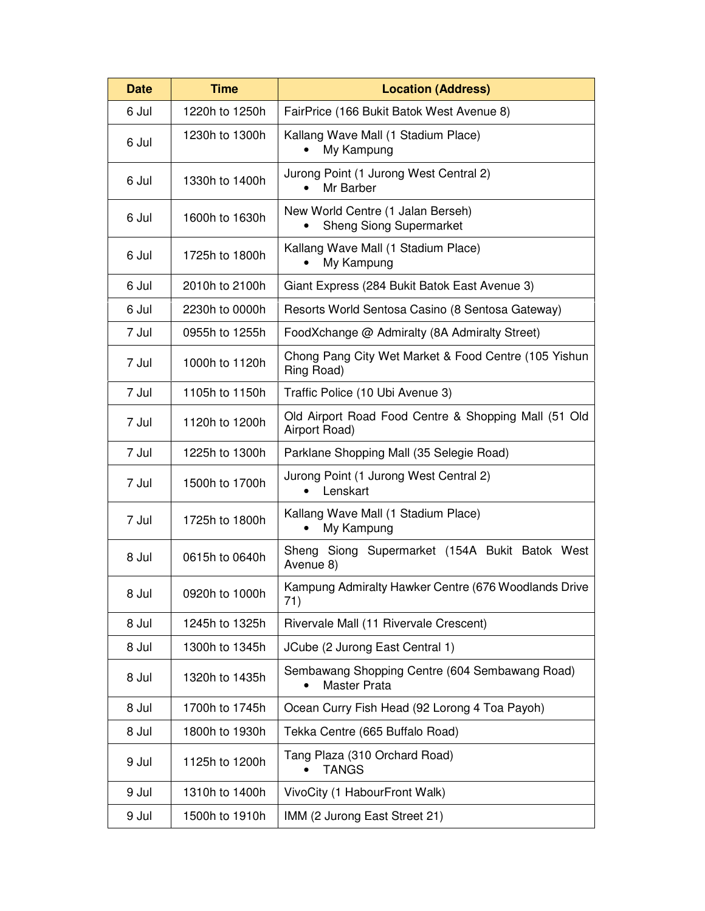| Date | Time | Location (Address) |
| --- | --- | --- |
| 6 Jul | 1220h to 1250h | FairPrice (166 Bukit Batok West Avenue 8) |
| 6 Jul | 1230h to 1300h | Kallang Wave Mall (1 Stadium Place)<br>• My Kampung |
| 6 Jul | 1330h to 1400h | Jurong Point (1 Jurong West Central 2)<br>• Mr Barber |
| 6 Jul | 1600h to 1630h | New World Centre (1 Jalan Berseh)<br>• Sheng Siong Supermarket |
| 6 Jul | 1725h to 1800h | Kallang Wave Mall (1 Stadium Place)<br>• My Kampung |
| 6 Jul | 2010h to 2100h | Giant Express (284 Bukit Batok East Avenue 3) |
| 6 Jul | 2230h to 0000h | Resorts World Sentosa Casino (8 Sentosa Gateway) |
| 7 Jul | 0955h to 1255h | FoodXchange @ Admiralty (8A Admiralty Street) |
| 7 Jul | 1000h to 1120h | Chong Pang City Wet Market & Food Centre (105 Yishun Ring Road) |
| 7 Jul | 1105h to 1150h | Traffic Police (10 Ubi Avenue 3) |
| 7 Jul | 1120h to 1200h | Old Airport Road Food Centre & Shopping Mall (51 Old Airport Road) |
| 7 Jul | 1225h to 1300h | Parklane Shopping Mall (35 Selegie Road) |
| 7 Jul | 1500h to 1700h | Jurong Point (1 Jurong West Central 2)<br>• Lenskart |
| 7 Jul | 1725h to 1800h | Kallang Wave Mall (1 Stadium Place)<br>• My Kampung |
| 8 Jul | 0615h to 0640h | Sheng Siong Supermarket (154A Bukit Batok West Avenue 8) |
| 8 Jul | 0920h to 1000h | Kampung Admiralty Hawker Centre (676 Woodlands Drive 71) |
| 8 Jul | 1245h to 1325h | Rivervale Mall (11 Rivervale Crescent) |
| 8 Jul | 1300h to 1345h | JCube (2 Jurong East Central 1) |
| 8 Jul | 1320h to 1435h | Sembawang Shopping Centre (604 Sembawang Road)<br>• Master Prata |
| 8 Jul | 1700h to 1745h | Ocean Curry Fish Head (92 Lorong 4 Toa Payoh) |
| 8 Jul | 1800h to 1930h | Tekka Centre (665 Buffalo Road) |
| 9 Jul | 1125h to 1200h | Tang Plaza (310 Orchard Road)<br>• TANGS |
| 9 Jul | 1310h to 1400h | VivoCity (1 HabourFront Walk) |
| 9 Jul | 1500h to 1910h | IMM (2 Jurong East Street 21) |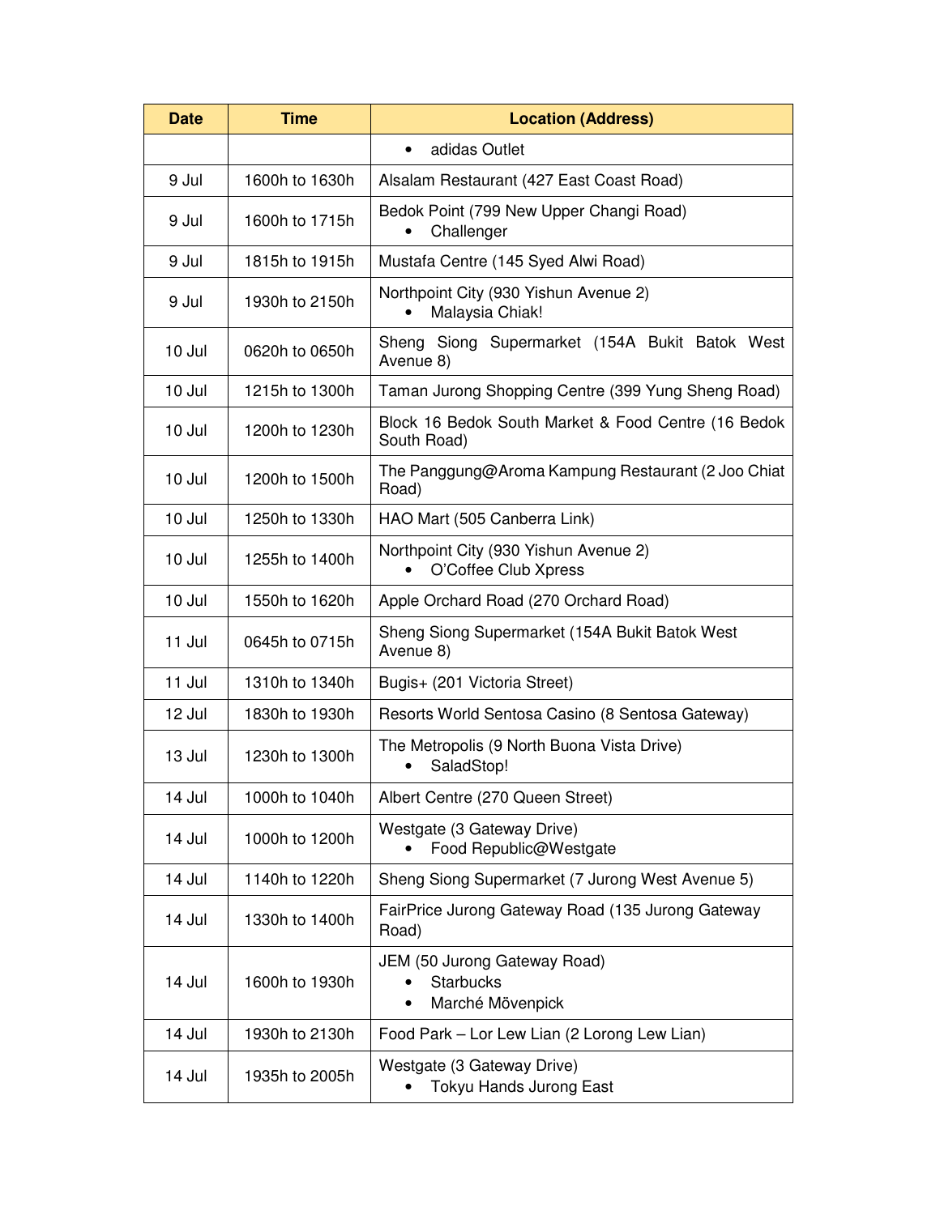| Date | Time | Location (Address) |
| --- | --- | --- |
| | | • adidas Outlet |
| 9 Jul | 1600h to 1630h | Alsalam Restaurant (427 East Coast Road) |
| 9 Jul | 1600h to 1715h | Bedok Point (799 New Upper Changi Road)<br>• Challenger |
| 9 Jul | 1815h to 1915h | Mustafa Centre (145 Syed Alwi Road) |
| 9 Jul | 1930h to 2150h | Northpoint City (930 Yishun Avenue 2)<br>• Malaysia Chiak! |
| 10 Jul | 0620h to 0650h | Sheng Siong Supermarket (154A Bukit Batok West Avenue 8) |
| 10 Jul | 1215h to 1300h | Taman Jurong Shopping Centre (399 Yung Sheng Road) |
| 10 Jul | 1200h to 1230h | Block 16 Bedok South Market & Food Centre (16 Bedok South Road) |
| 10 Jul | 1200h to 1500h | The Panggung@Aroma Kampung Restaurant (2 Joo Chiat Road) |
| 10 Jul | 1250h to 1330h | HAO Mart (505 Canberra Link) |
| 10 Jul | 1255h to 1400h | Northpoint City (930 Yishun Avenue 2)<br>• O'Coffee Club Xpress |
| 10 Jul | 1550h to 1620h | Apple Orchard Road (270 Orchard Road) |
| 11 Jul | 0645h to 0715h | Sheng Siong Supermarket (154A Bukit Batok West Avenue 8) |
| 11 Jul | 1310h to 1340h | Bugis+ (201 Victoria Street) |
| 12 Jul | 1830h to 1930h | Resorts World Sentosa Casino (8 Sentosa Gateway) |
| 13 Jul | 1230h to 1300h | The Metropolis (9 North Buona Vista Drive)<br>• SaladStop! |
| 14 Jul | 1000h to 1040h | Albert Centre (270 Queen Street) |
| 14 Jul | 1000h to 1200h | Westgate (3 Gateway Drive)<br>• Food Republic@Westgate |
| 14 Jul | 1140h to 1220h | Sheng Siong Supermarket (7 Jurong West Avenue 5) |
| 14 Jul | 1330h to 1400h | FairPrice Jurong Gateway Road (135 Jurong Gateway Road) |
| 14 Jul | 1600h to 1930h | JEM (50 Jurong Gateway Road)<br>• Starbucks<br>• Marché Mövenpick |
| 14 Jul | 1930h to 2130h | Food Park – Lor Lew Lian (2 Lorong Lew Lian) |
| 14 Jul | 1935h to 2005h | Westgate (3 Gateway Drive)<br>• Tokyu Hands Jurong East |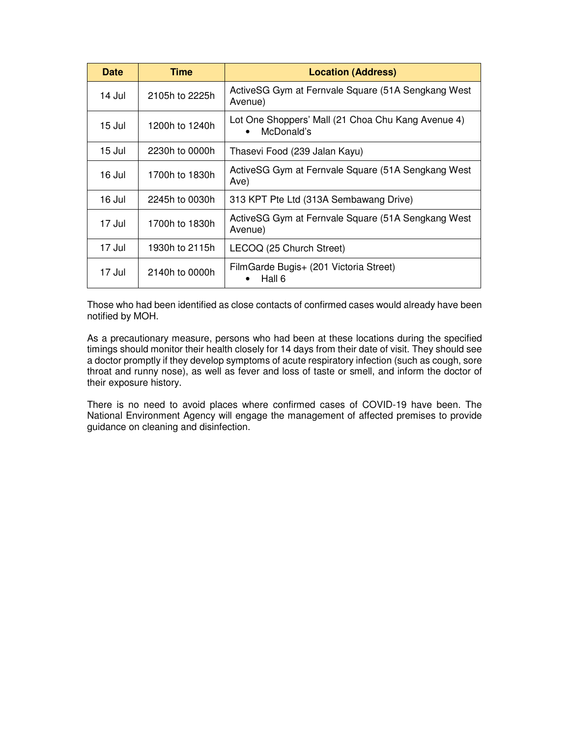| Date | Time | Location (Address) |
| --- | --- | --- |
| 14 Jul | 2105h to 2225h | ActiveSG Gym at Fernvale Square (51A Sengkang West Avenue) |
| 15 Jul | 1200h to 1240h | Lot One Shoppers' Mall (21 Choa Chu Kang Avenue 4)<br>• McDonald's |
| 15 Jul | 2230h to 0000h | Thasevi Food (239 Jalan Kayu) |
| 16 Jul | 1700h to 1830h | ActiveSG Gym at Fernvale Square (51A Sengkang West Ave) |
| 16 Jul | 2245h to 0030h | 313 KPT Pte Ltd (313A Sembawang Drive) |
| 17 Jul | 1700h to 1830h | ActiveSG Gym at Fernvale Square (51A Sengkang West Avenue) |
| 17 Jul | 1930h to 2115h | LECOQ (25 Church Street) |
| 17 Jul | 2140h to 0000h | FilmGarde Bugis+ (201 Victoria Street)<br>• Hall 6 |

Those who had been identified as close contacts of confirmed cases would already have been notified by MOH.

As a precautionary measure, persons who had been at these locations during the specified timings should monitor their health closely for 14 days from their date of visit. They should see a doctor promptly if they develop symptoms of acute respiratory infection (such as cough, sore throat and runny nose), as well as fever and loss of taste or smell, and inform the doctor of their exposure history.

There is no need to avoid places where confirmed cases of COVID-19 have been. The National Environment Agency will engage the management of affected premises to provide guidance on cleaning and disinfection.